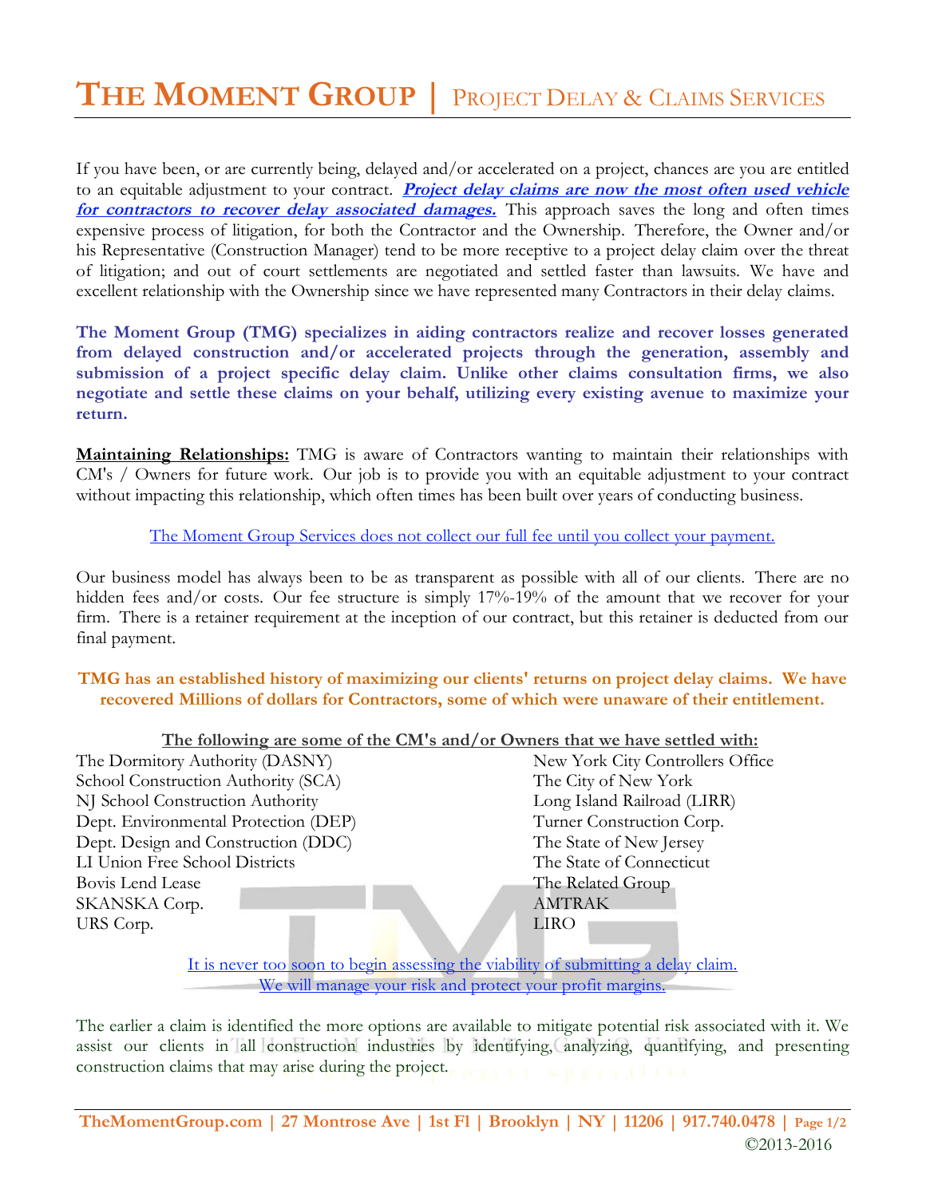# THE MOMENT GROUP | PROJECT DELAY & CLAIMS SERVICES

If you have been, or are currently being, delayed and/or accelerated on a project, chances are you are entitled to an equitable adjustment to your contract. ***Project delay claims are now the most often used vehicle for contractors to recover delay associated damages.*** This approach saves the long and often times expensive process of litigation, for both the Contractor and the Ownership. Therefore, the Owner and/or his Representative (Construction Manager) tend to be more receptive to a project delay claim over the threat of litigation; and out of court settlements are negotiated and settled faster than lawsuits. We have and excellent relationship with the Ownership since we have represented many Contractors in their delay claims.

**The Moment Group (TMG) specializes in aiding contractors realize and recover losses generated from delayed construction and/or accelerated projects through the generation, assembly and submission of a project specific delay claim. Unlike other claims consultation firms, we also negotiate and settle these claims on your behalf, utilizing every existing avenue to maximize your return.**

**Maintaining Relationships:** TMG is aware of Contractors wanting to maintain their relationships with CM's / Owners for future work. Our job is to provide you with an equitable adjustment to your contract without impacting this relationship, which often times has been built over years of conducting business.

The Moment Group Services does not collect our full fee until you collect your payment.

Our business model has always been to be as transparent as possible with all of our clients. There are no hidden fees and/or costs. Our fee structure is simply 17%-19% of the amount that we recover for your firm. There is a retainer requirement at the inception of our contract, but this retainer is deducted from our final payment.

**TMG has an established history of maximizing our clients' returns on project delay claims. We have recovered Millions of dollars for Contractors, some of which were unaware of their entitlement.**

**The following are some of the CM's and/or Owners that we have settled with:**

- The Dormitory Authority (DASNY)
- School Construction Authority (SCA)
- NJ School Construction Authority
- Dept. Environmental Protection (DEP)
- Dept. Design and Construction (DDC)
- LI Union Free School Districts
- Bovis Lend Lease
- SKANSKA Corp.
- URS Corp.
- New York City Controllers Office
- The City of New York
- Long Island Railroad (LIRR)
- Turner Construction Corp.
- The State of New Jersey
- The State of Connecticut
- The Related Group
- AMTRAK
- LIRO

It is never too soon to begin assessing the viability of submitting a delay claim.
We will manage your risk and protect your profit margins.

The earlier a claim is identified the more options are available to mitigate potential risk associated with it. We assist our clients in all construction industries by identifying, analyzing, quantifying, and presenting construction claims that may arise during the project.

TheMomentGroup.com | 27 Montrose Ave | 1st Fl | Brooklyn | NY | 11206 | 917.740.0478

©2013-2016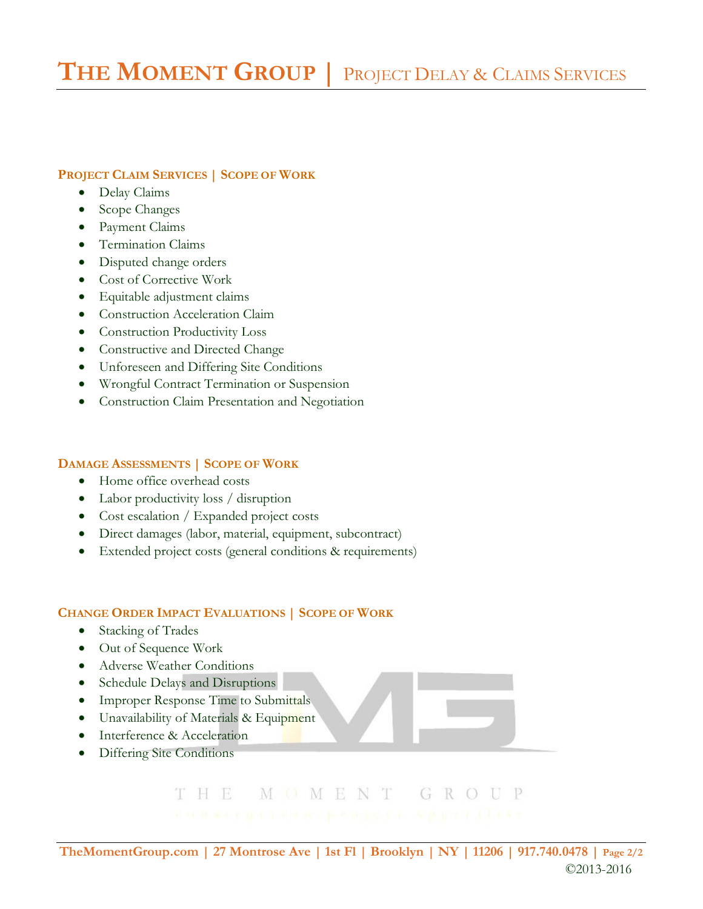**PROJECT CLAIM SERVICES | SCOPE OF WORK**

- Delay Claims
- Scope Changes
- Payment Claims
- Termination Claims
- Disputed change orders
- Cost of Corrective Work
- Equitable adjustment claims
- Construction Acceleration Claim
- Construction Productivity Loss
- Constructive and Directed Change
- Unforeseen and Differing Site Conditions
- Wrongful Contract Termination or Suspension
- Construction Claim Presentation and Negotiation

**DAMAGE ASSESSMENTS | SCOPE OF WORK**

- Home office overhead costs
- Labor productivity loss / disruption
- Cost escalation / Expanded project costs
- Direct damages (labor, material, equipment, subcontract)
- Extended project costs (general conditions & requirements)

**CHANGE ORDER IMPACT EVALUATIONS | SCOPE OF WORK**

- Stacking of Trades
- Out of Sequence Work
- Adverse Weather Conditions
- Schedule Delays and Disruptions
- Improper Response Time to Submittals
- Unavailability of Materials & Equipment
- Interference & Acceleration
- Differing Site Conditions